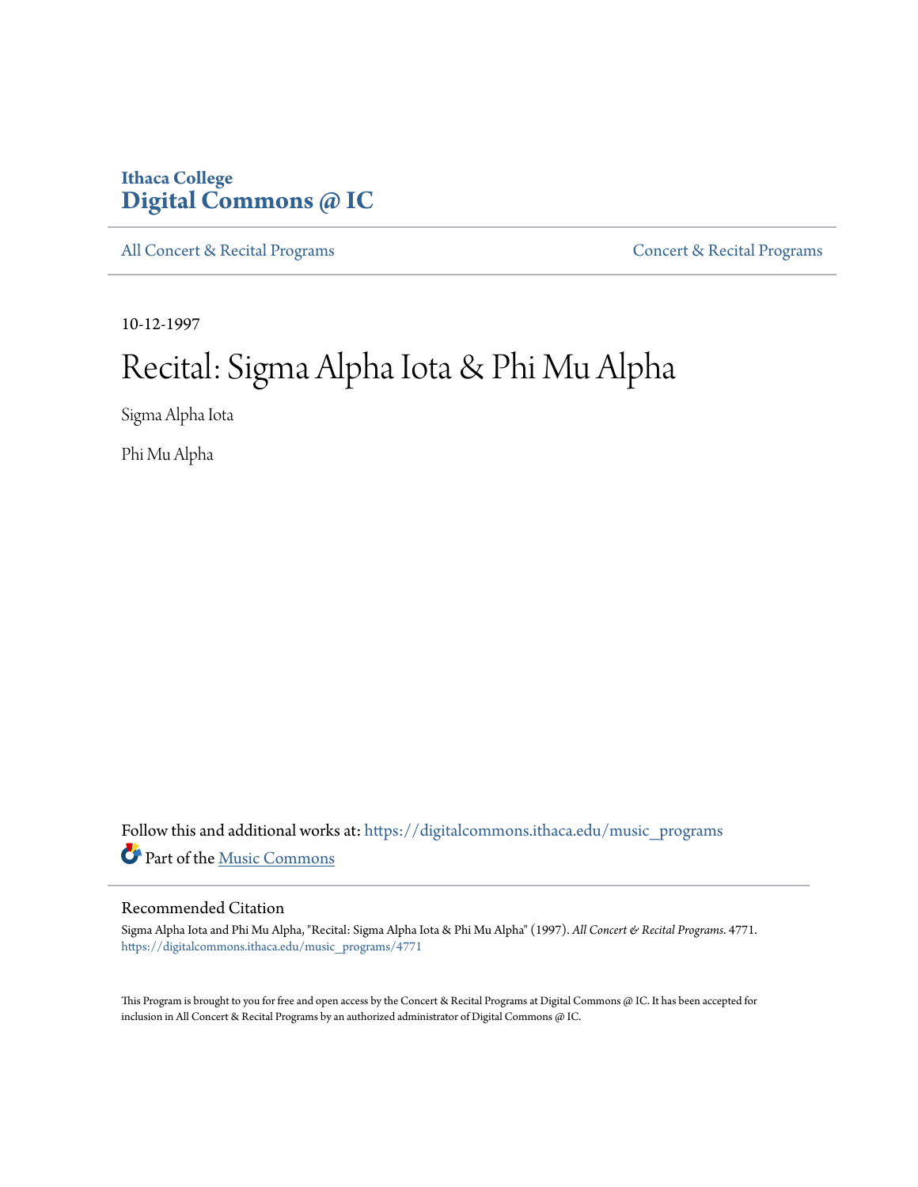Ithaca College
# Digital Commons @ IC

All Concert & Recital Programs | Concert & Recital Programs

10-12-1997

# Recital: Sigma Alpha Iota & Phi Mu Alpha

Sigma Alpha Iota

Phi Mu Alpha

Follow this and additional works at: https://digitalcommons.ithaca.edu/music_programs

Part of the Music Commons

## Recommended Citation

Sigma Alpha Iota and Phi Mu Alpha, "Recital: Sigma Alpha Iota & Phi Mu Alpha" (1997). *All Concert & Recital Programs*. 4771.
https://digitalcommons.ithaca.edu/music_programs/4771

This Program is brought to you for free and open access by the Concert & Recital Programs at Digital Commons @ IC. It has been accepted for inclusion in All Concert & Recital Programs by an authorized administrator of Digital Commons @ IC.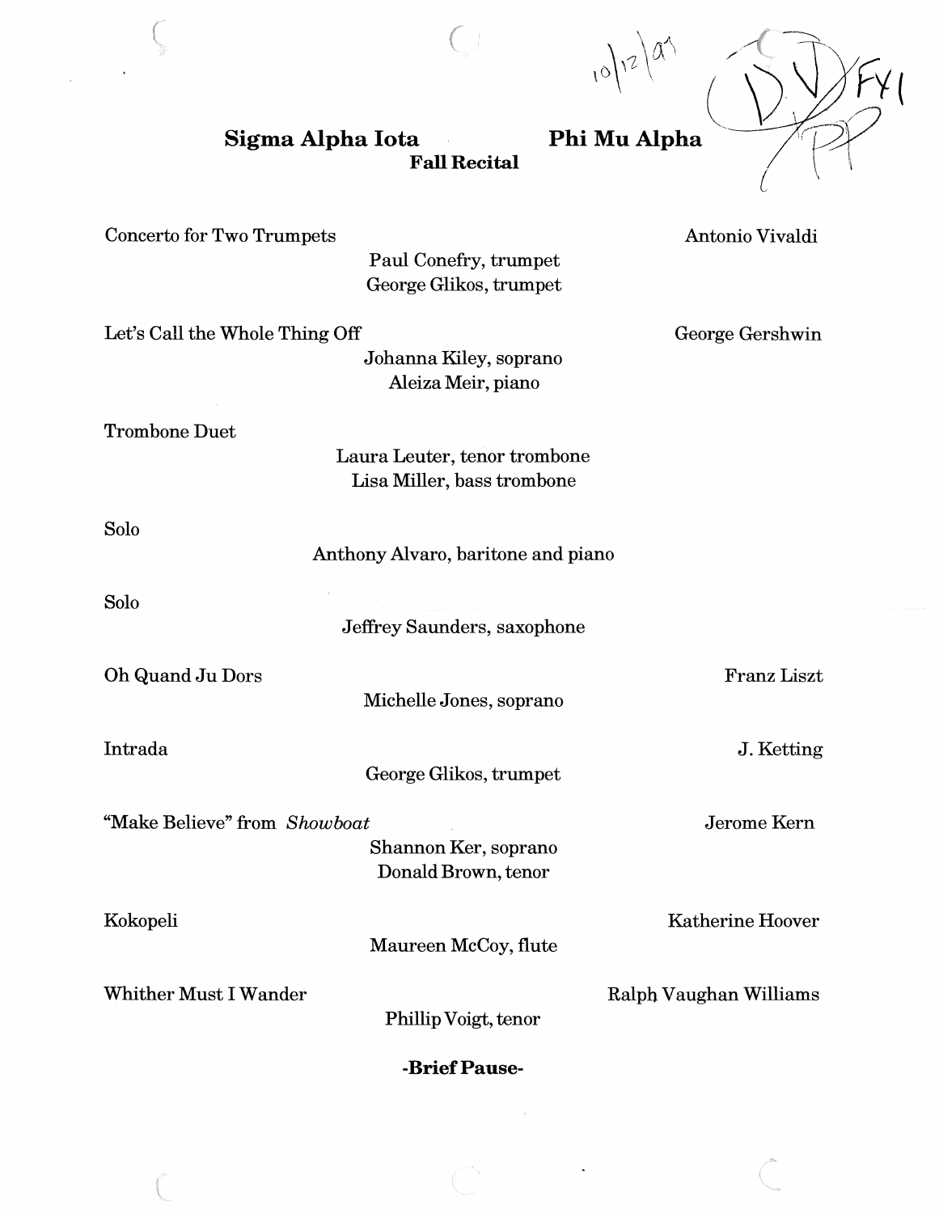10/12/97

## Sigma Alpha Iota — Phi Mu Alpha

### Fall Recital

Concerto for Two Trumpets — Antonio Vivaldi
Paul Conefry, trumpet
George Glikos, trumpet

Let's Call the Whole Thing Off — George Gershwin
Johanna Kiley, soprano
Aleiza Meir, piano

Trombone Duet
Laura Leuter, tenor trombone
Lisa Miller, bass trombone

Solo
Anthony Alvaro, baritone and piano

Solo
Jeffrey Saunders, saxophone

Oh Quand Ju Dors — Franz Liszt
Michelle Jones, soprano

Intrada — J. Ketting
George Glikos, trumpet

"Make Believe" from *Showboat* — Jerome Kern
Shannon Ker, soprano
Donald Brown, tenor

Kokopeli — Katherine Hoover
Maureen McCoy, flute

Whither Must I Wander — Ralph Vaughan Williams
Phillip Voigt, tenor

**-Brief Pause-**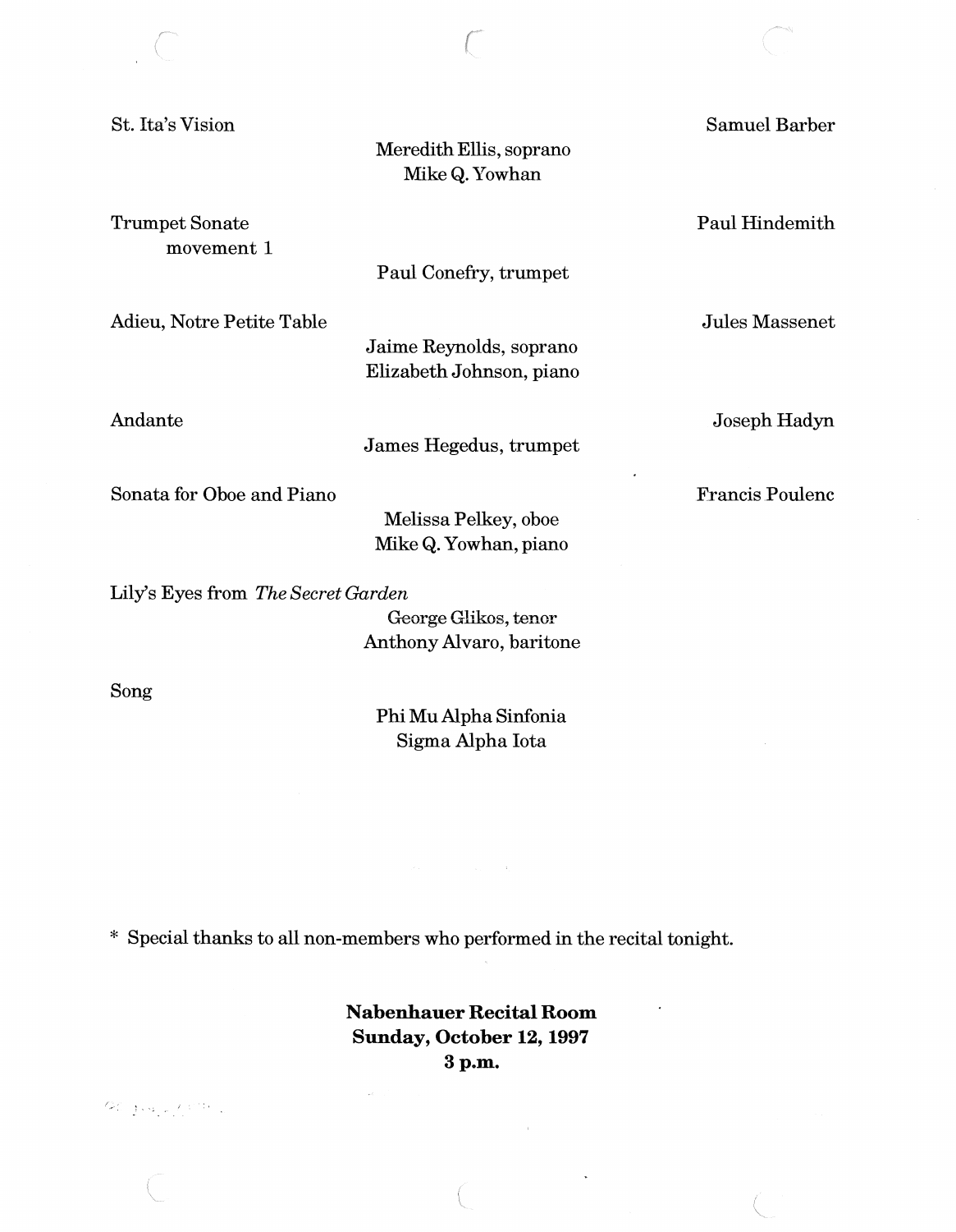St. Ita's Vision — Samuel Barber

Meredith Ellis, soprano
Mike Q. Yowhan

Trumpet Sonate — Paul Hindemith
movement 1

Paul Conefry, trumpet

Adieu, Notre Petite Table — Jules Massenet

Jaime Reynolds, soprano
Elizabeth Johnson, piano

Andante — Joseph Hadyn

James Hegedus, trumpet

Sonata for Oboe and Piano — Francis Poulenc

Melissa Pelkey, oboe
Mike Q. Yowhan, piano

Lily's Eyes from *The Secret Garden*

George Glikos, tenor
Anthony Alvaro, baritone

Song

Phi Mu Alpha Sinfonia
Sigma Alpha Iota

* Special thanks to all non-members who performed in the recital tonight.

**Nabenhauer Recital Room**
**Sunday, October 12, 1997**
**3 p.m.**